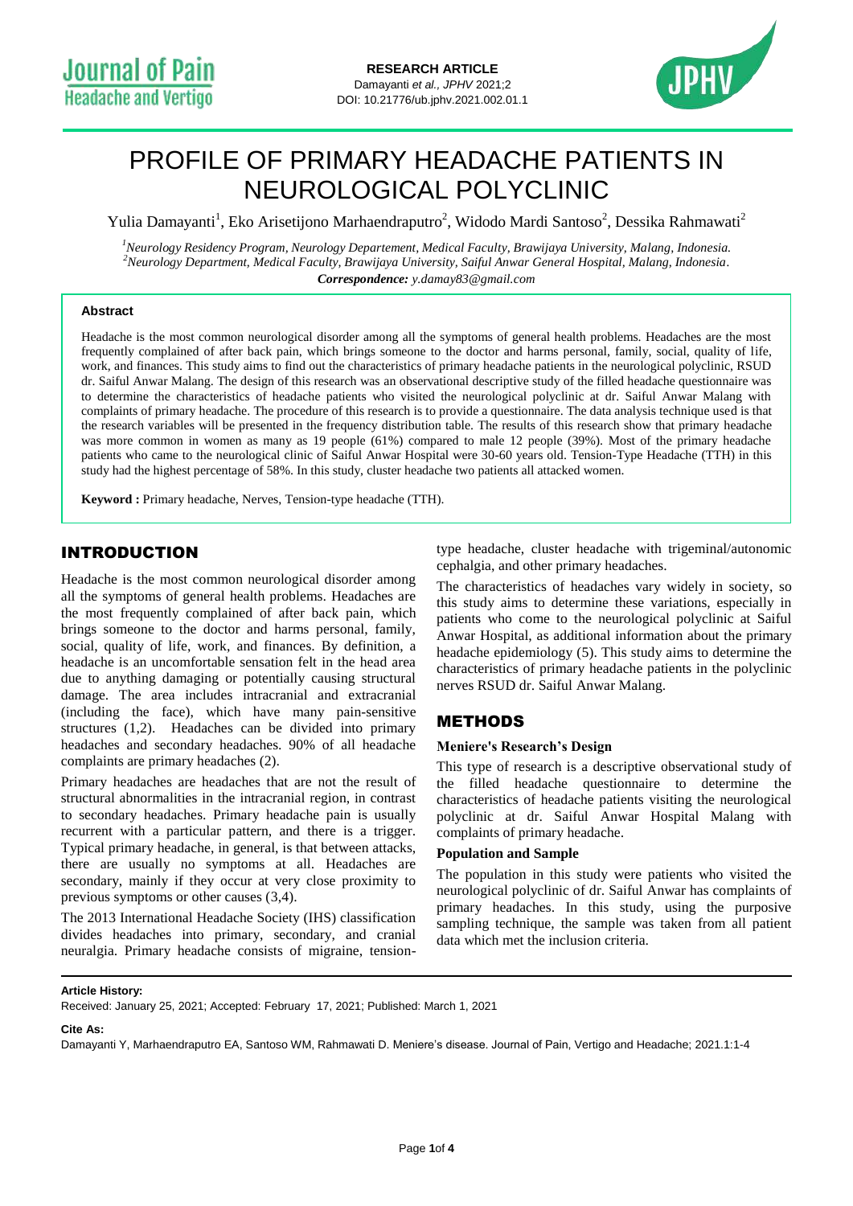RESEARCH ARTICLE
Damayanti *et al., JPHV* 2021;2
DOI: 10.21776/ub.jphv.2021.002.01.1

# PROFILE OF PRIMARY HEADACHE PATIENTS IN NEUROLOGICAL POLYCLINIC

Yulia Damayanti[1], Eko Arisetijono Marhaendraputro[2], Widodo Mardi Santoso[2], Dessika Rahmawati[2]

[1]*Neurology Residency Program, Neurology Departement, Medical Faculty, Brawijaya University, Malang, Indonesia.*
[2]*Neurology Department, Medical Faculty, Brawijaya University, Saiful Anwar General Hospital, Malang, Indonesia.*
***Correspondence:*** *y.damay83@gmail.com*

#### Abstract

Headache is the most common neurological disorder among all the symptoms of general health problems. Headaches are the most frequently complained of after back pain, which brings someone to the doctor and harms personal, family, social, quality of life, work, and finances. This study aims to find out the characteristics of primary headache patients in the neurological polyclinic, RSUD dr. Saiful Anwar Malang. The design of this research was an observational descriptive study of the filled headache questionnaire was to determine the characteristics of headache patients who visited the neurological polyclinic at dr. Saiful Anwar Malang with complaints of primary headache. The procedure of this research is to provide a questionnaire. The data analysis technique used is that the research variables will be presented in the frequency distribution table. The results of this research show that primary headache was more common in women as many as 19 people (61%) compared to male 12 people (39%). Most of the primary headache patients who came to the neurological clinic of Saiful Anwar Hospital were 30-60 years old. Tension-Type Headache (TTH) in this study had the highest percentage of 58%. In this study, cluster headache two patients all attacked women.

**Keyword :** Primary headache, Nerves, Tension-type headache (TTH).

## INTRODUCTION

Headache is the most common neurological disorder among all the symptoms of general health problems. Headaches are the most frequently complained of after back pain, which brings someone to the doctor and harms personal, family, social, quality of life, work, and finances. By definition, a headache is an uncomfortable sensation felt in the head area due to anything damaging or potentially causing structural damage. The area includes intracranial and extracranial (including the face), which have many pain-sensitive structures (1,2). Headaches can be divided into primary headaches and secondary headaches. 90% of all headache complaints are primary headaches (2).

Primary headaches are headaches that are not the result of structural abnormalities in the intracranial region, in contrast to secondary headaches. Primary headache pain is usually recurrent with a particular pattern, and there is a trigger. Typical primary headache, in general, is that between attacks, there are usually no symptoms at all. Headaches are secondary, mainly if they occur at very close proximity to previous symptoms or other causes (3,4).

The 2013 International Headache Society (IHS) classification divides headaches into primary, secondary, and cranial neuralgia. Primary headache consists of migraine, tension-type headache, cluster headache with trigeminal/autonomic cephalgia, and other primary headaches.

The characteristics of headaches vary widely in society, so this study aims to determine these variations, especially in patients who come to the neurological polyclinic at Saiful Anwar Hospital, as additional information about the primary headache epidemiology (5). This study aims to determine the characteristics of primary headache patients in the polyclinic nerves RSUD dr. Saiful Anwar Malang.

## METHODS

### Meniere's Research's Design

This type of research is a descriptive observational study of the filled headache questionnaire to determine the characteristics of headache patients visiting the neurological polyclinic at dr. Saiful Anwar Hospital Malang with complaints of primary headache.

### Population and Sample

The population in this study were patients who visited the neurological polyclinic of dr. Saiful Anwar has complaints of primary headaches. In this study, using the purposive sampling technique, the sample was taken from all patient data which met the inclusion criteria.

**Article History:**
Received: January 25, 2021; Accepted: February 17, 2021; Published: March 1, 2021

**Cite As:**
Damayanti Y, Marhaendraputro EA, Santoso WM, Rahmawati D. Meniere's disease. Journal of Pain, Vertigo and Headache; 2021.1:1-4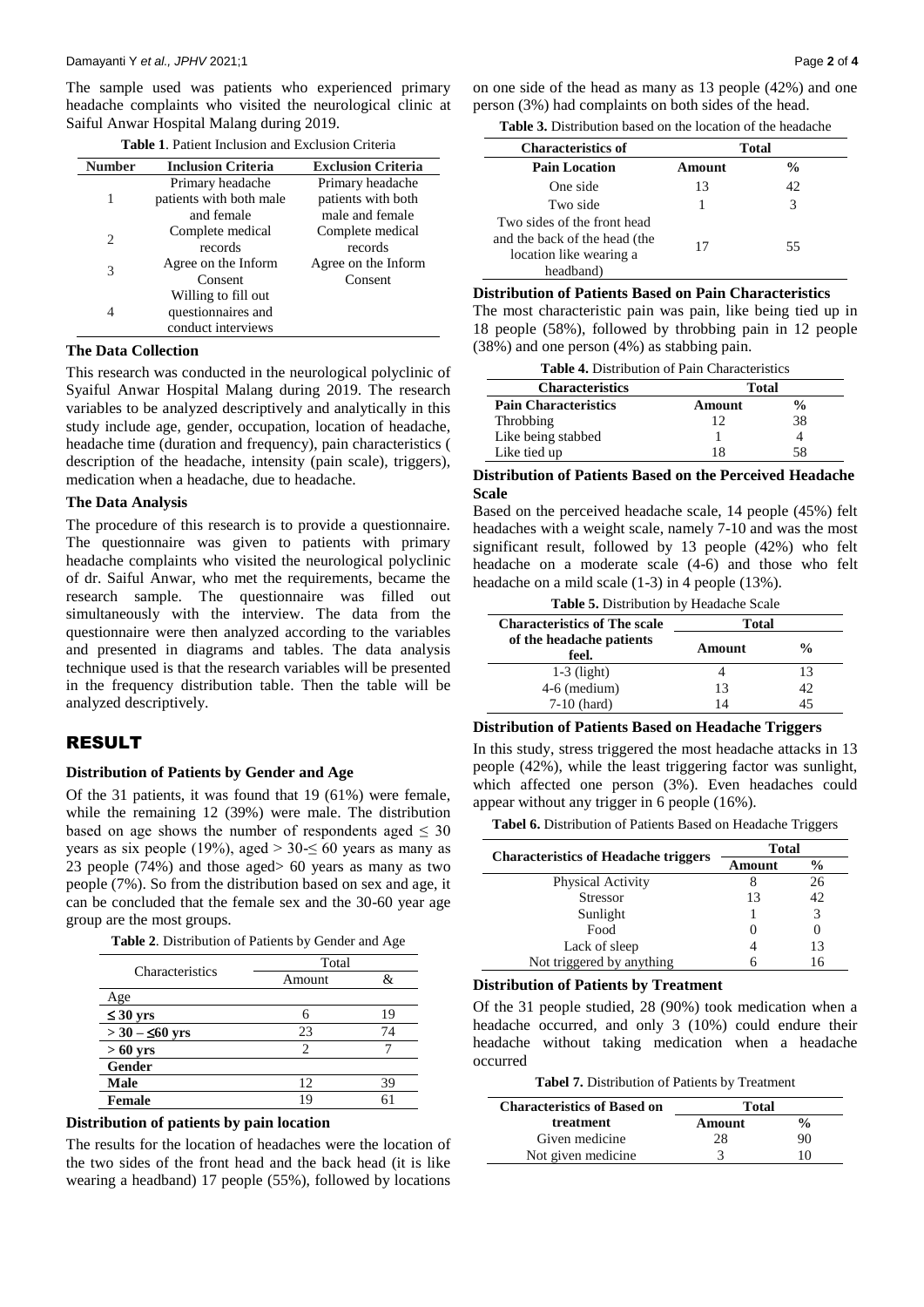The sample used was patients who experienced primary headache complaints who visited the neurological clinic at Saiful Anwar Hospital Malang during 2019.

**Table 1**. Patient Inclusion and Exclusion Criteria

| Number | Inclusion Criteria | Exclusion Criteria |
|---|---|---|
| 1 | Primary headache patients with both male and female | Primary headache patients with both male and female |
| 2 | Complete medical records | Complete medical records |
| 3 | Agree on the Inform Consent | Agree on the Inform Consent |
| 4 | Willing to fill out questionnaires and conduct interviews | |

### The Data Collection

This research was conducted in the neurological polyclinic of Syaiful Anwar Hospital Malang during 2019. The research variables to be analyzed descriptively and analytically in this study include age, gender, occupation, location of headache, headache time (duration and frequency), pain characteristics ( description of the headache, intensity (pain scale), triggers), medication when a headache, due to headache.

### The Data Analysis

The procedure of this research is to provide a questionnaire. The questionnaire was given to patients with primary headache complaints who visited the neurological polyclinic of dr. Saiful Anwar, who met the requirements, became the research sample. The questionnaire was filled out simultaneously with the interview. The data from the questionnaire were then analyzed according to the variables and presented in diagrams and tables. The data analysis technique used is that the research variables will be presented in the frequency distribution table. Then the table will be analyzed descriptively.

## RESULT

### Distribution of Patients by Gender and Age

Of the 31 patients, it was found that 19 (61%) were female, while the remaining 12 (39%) were male. The distribution based on age shows the number of respondents aged ≤ 30 years as six people (19%), aged > 30-≤ 60 years as many as 23 people (74%) and those aged> 60 years as many as two people (7%). So from the distribution based on sex and age, it can be concluded that the female sex and the 30-60 year age group are the most groups.

**Table 2**. Distribution of Patients by Gender and Age

| Characteristics | Total | |
|---|---|---|
| | Amount | & |
| Age | | |
| **≤ 30 yrs** | 6 | 19 |
| **> 30 – ≤60 yrs** | 23 | 74 |
| **> 60 yrs** | 2 | 7 |
| **Gender** | | |
| **Male** | 12 | 39 |
| **Female** | 19 | 61 |

### Distribution of patients by pain location

The results for the location of headaches were the location of the two sides of the front head and the back head (it is like wearing a headband) 17 people (55%), followed by locations on one side of the head as many as 13 people (42%) and one person (3%) had complaints on both sides of the head.

**Table 3.** Distribution based on the location of the headache

| Characteristics of | Total | |
|---|---|---|
| **Pain Location** | **Amount** | **%** |
| One side | 13 | 42 |
| Two side | 1 | 3 |
| Two sides of the front head and the back of the head (the location like wearing a headband) | 17 | 55 |

### Distribution of Patients Based on Pain Characteristics

The most characteristic pain was pain, like being tied up in 18 people (58%), followed by throbbing pain in 12 people (38%) and one person (4%) as stabbing pain.

**Table 4.** Distribution of Pain Characteristics

| Characteristics | Total | |
|---|---|---|
| **Pain Characteristics** | **Amount** | **%** |
| Throbbing | 12 | 38 |
| Like being stabbed | 1 | 4 |
| Like tied up | 18 | 58 |

### Distribution of Patients Based on the Perceived Headache Scale

Based on the perceived headache scale, 14 people (45%) felt headaches with a weight scale, namely 7-10 and was the most significant result, followed by 13 people (42%) who felt headache on a moderate scale (4-6) and those who felt headache on a mild scale (1-3) in 4 people (13%).

**Table 5.** Distribution by Headache Scale

| Characteristics of The scale of the headache patients feel. | Total | |
|---|---|---|
| | **Amount** | **%** |
| 1-3 (light) | 4 | 13 |
| 4-6 (medium) | 13 | 42 |
| 7-10 (hard) | 14 | 45 |

### Distribution of Patients Based on Headache Triggers

In this study, stress triggered the most headache attacks in 13 people (42%), while the least triggering factor was sunlight, which affected one person (3%). Even headaches could appear without any trigger in 6 people (16%).

**Tabel 6.** Distribution of Patients Based on Headache Triggers

| Characteristics of Headache triggers | Total | |
|---|---|---|
| | **Amount** | **%** |
| Physical Activity | 8 | 26 |
| Stressor | 13 | 42 |
| Sunlight | 1 | 3 |
| Food | 0 | 0 |
| Lack of sleep | 4 | 13 |
| Not triggered by anything | 6 | 16 |

### Distribution of Patients by Treatment

Of the 31 people studied, 28 (90%) took medication when a headache occurred, and only 3 (10%) could endure their headache without taking medication when a headache occurred

**Tabel 7.** Distribution of Patients by Treatment

| Characteristics of Based on treatment | Total | |
|---|---|---|
| | **Amount** | **%** |
| Given medicine | 28 | 90 |
| Not given medicine | 3 | 10 |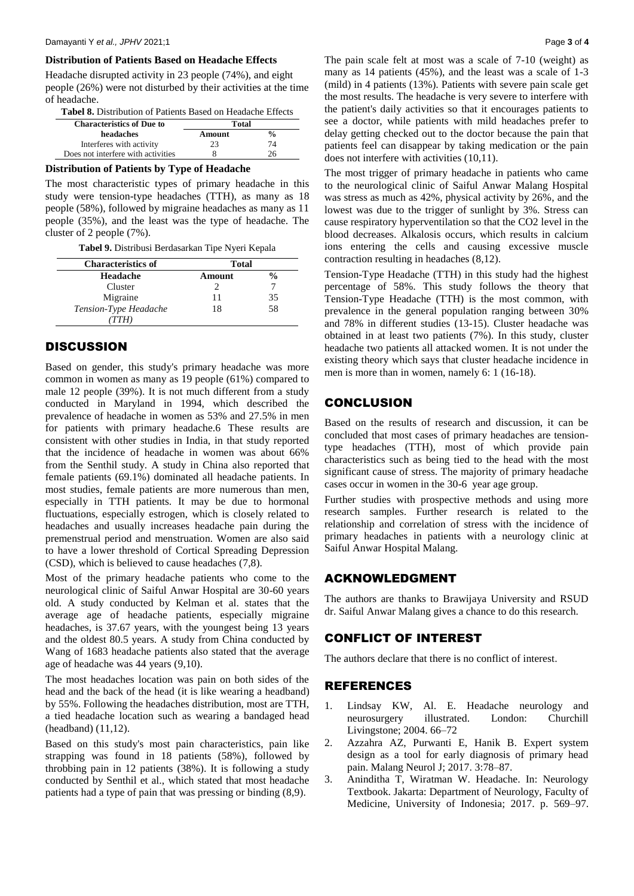### Distribution of Patients Based on Headache Effects

Headache disrupted activity in 23 people (74%), and eight people (26%) were not disturbed by their activities at the time of headache.

**Tabel 8.** Distribution of Patients Based on Headache Effects

| Characteristics of Due to headaches | Total | |
|---|---|---|
| | Amount | % |
| Interferes with activity | 23 | 74 |
| Does not interfere with activities | 8 | 26 |

### Distribution of Patients by Type of Headache

The most characteristic types of primary headache in this study were tension-type headaches (TTH), as many as 18 people (58%), followed by migraine headaches as many as 11 people (35%), and the least was the type of headache. The cluster of 2 people (7%).

**Tabel 9.** Distribusi Berdasarkan Tipe Nyeri Kepala

| Characteristics of Headache | Total | |
|---|---|---|
| | Amount | % |
| Cluster | 2 | 7 |
| Migraine | 11 | 35 |
| *Tension-Type Headache (TTH)* | 18 | 58 |

## DISCUSSION

Based on gender, this study's primary headache was more common in women as many as 19 people (61%) compared to male 12 people (39%). It is not much different from a study conducted in Maryland in 1994, which described the prevalence of headache in women as 53% and 27.5% in men for patients with primary headache.6 These results are consistent with other studies in India, in that study reported that the incidence of headache in women was about 66% from the Senthil study. A study in China also reported that female patients (69.1%) dominated all headache patients. In most studies, female patients are more numerous than men, especially in TTH patients. It may be due to hormonal fluctuations, especially estrogen, which is closely related to headaches and usually increases headache pain during the premenstrual period and menstruation. Women are also said to have a lower threshold of Cortical Spreading Depression (CSD), which is believed to cause headaches (7,8).

Most of the primary headache patients who come to the neurological clinic of Saiful Anwar Hospital are 30-60 years old. A study conducted by Kelman et al. states that the average age of headache patients, especially migraine headaches, is 37.67 years, with the youngest being 13 years and the oldest 80.5 years. A study from China conducted by Wang of 1683 headache patients also stated that the average age of headache was 44 years (9,10).

The most headaches location was pain on both sides of the head and the back of the head (it is like wearing a headband) by 55%. Following the headaches distribution, most are TTH, a tied headache location such as wearing a bandaged head (headband) (11,12).

Based on this study's most pain characteristics, pain like strapping was found in 18 patients (58%), followed by throbbing pain in 12 patients (38%). It is following a study conducted by Senthil et al., which stated that most headache patients had a type of pain that was pressing or binding (8,9).

The pain scale felt at most was a scale of 7-10 (weight) as many as 14 patients (45%), and the least was a scale of 1-3 (mild) in 4 patients (13%). Patients with severe pain scale get the most results. The headache is very severe to interfere with the patient's daily activities so that it encourages patients to see a doctor, while patients with mild headaches prefer to delay getting checked out to the doctor because the pain that patients feel can disappear by taking medication or the pain does not interfere with activities (10,11).

The most trigger of primary headache in patients who came to the neurological clinic of Saiful Anwar Malang Hospital was stress as much as 42%, physical activity by 26%, and the lowest was due to the trigger of sunlight by 3%. Stress can cause respiratory hyperventilation so that the $CO_2$ level in the blood decreases. Alkalosis occurs, which results in calcium ions entering the cells and causing excessive muscle contraction resulting in headaches (8,12).

Tension-Type Headache (TTH) in this study had the highest percentage of 58%. This study follows the theory that Tension-Type Headache (TTH) is the most common, with prevalence in the general population ranging between 30% and 78% in different studies (13-15). Cluster headache was obtained in at least two patients (7%). In this study, cluster headache two patients all attacked women. It is not under the existing theory which says that cluster headache incidence in men is more than in women, namely 6: 1 (16-18).

## CONCLUSION

Based on the results of research and discussion, it can be concluded that most cases of primary headaches are tension-type headaches (TTH), most of which provide pain characteristics such as being tied to the head with the most significant cause of stress. The majority of primary headache cases occur in women in the 30-6 year age group.

Further studies with prospective methods and using more research samples. Further research is related to the relationship and correlation of stress with the incidence of primary headaches in patients with a neurology clinic at Saiful Anwar Hospital Malang.

## ACKNOWLEDGMENT

The authors are thanks to Brawijaya University and RSUD dr. Saiful Anwar Malang gives a chance to do this research.

## CONFLICT OF INTEREST

The authors declare that there is no conflict of interest.

## REFERENCES

1. Lindsay KW, Al. E. Headache neurology and neurosurgery illustrated. London: Churchill Livingstone; 2004. 66–72
2. Azzahra AZ, Purwanti E, Hanik B. Expert system design as a tool for early diagnosis of primary head pain. Malang Neurol J; 2017. 3:78–87.
3. Aninditha T, Wiratman W. Headache. In: Neurology Textbook. Jakarta: Department of Neurology, Faculty of Medicine, University of Indonesia; 2017. p. 569–97.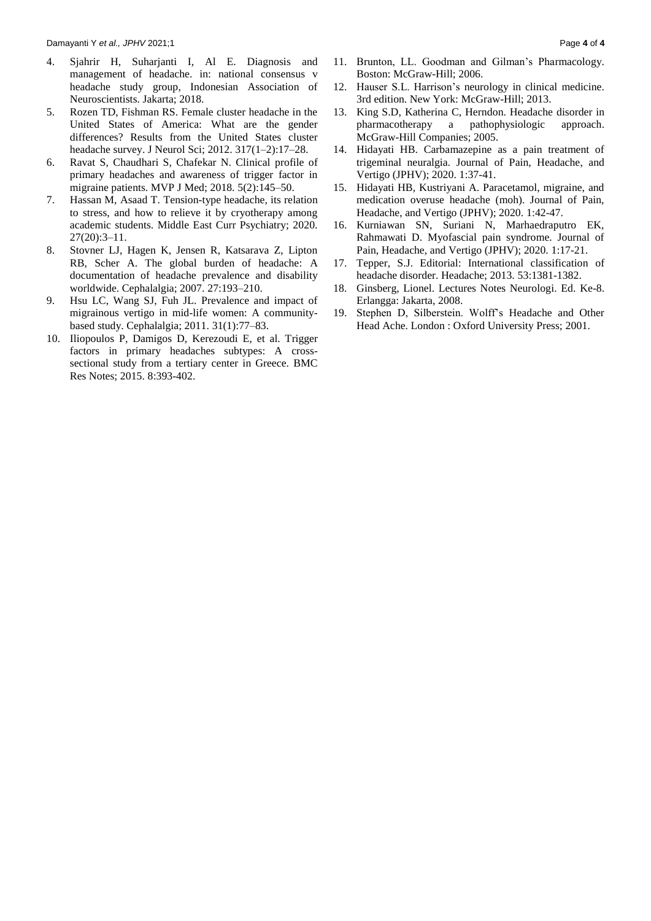4. Sjahrir H, Suharjanti I, Al E. Diagnosis and management of headache. in: national consensus v headache study group, Indonesian Association of Neuroscientists. Jakarta; 2018.
5. Rozen TD, Fishman RS. Female cluster headache in the United States of America: What are the gender differences? Results from the United States cluster headache survey. J Neurol Sci; 2012. 317(1–2):17–28.
6. Ravat S, Chaudhari S, Chafekar N. Clinical profile of primary headaches and awareness of trigger factor in migraine patients. MVP J Med; 2018. 5(2):145–50.
7. Hassan M, Asaad T. Tension-type headache, its relation to stress, and how to relieve it by cryotherapy among academic students. Middle East Curr Psychiatry; 2020. 27(20):3–11.
8. Stovner LJ, Hagen K, Jensen R, Katsarava Z, Lipton RB, Scher A. The global burden of headache: A documentation of headache prevalence and disability worldwide. Cephalalgia; 2007. 27:193–210.
9. Hsu LC, Wang SJ, Fuh JL. Prevalence and impact of migrainous vertigo in mid-life women: A community-based study. Cephalalgia; 2011. 31(1):77–83.
10. Iliopoulos P, Damigos D, Kerezoudi E, et al. Trigger factors in primary headaches subtypes: A cross-sectional study from a tertiary center in Greece. BMC Res Notes; 2015. 8:393-402.
11. Brunton, LL. Goodman and Gilman's Pharmacology. Boston: McGraw-Hill; 2006.
12. Hauser S.L. Harrison's neurology in clinical medicine. 3rd edition. New York: McGraw-Hill; 2013.
13. King S.D, Katherina C, Herndon. Headache disorder in pharmacotherapy a pathophysiologic approach. McGraw-Hill Companies; 2005.
14. Hidayati HB. Carbamazepine as a pain treatment of trigeminal neuralgia. Journal of Pain, Headache, and Vertigo (JPHV); 2020. 1:37-41.
15. Hidayati HB, Kustriyani A. Paracetamol, migraine, and medication overuse headache (moh). Journal of Pain, Headache, and Vertigo (JPHV); 2020. 1:42-47.
16. Kurniawan SN, Suriani N, Marhaedraputro EK, Rahmawati D. Myofascial pain syndrome. Journal of Pain, Headache, and Vertigo (JPHV); 2020. 1:17-21.
17. Tepper, S.J. Editorial: International classification of headache disorder. Headache; 2013. 53:1381-1382.
18. Ginsberg, Lionel. Lectures Notes Neurologi. Ed. Ke-8. Erlangga: Jakarta, 2008.
19. Stephen D, Silberstein. Wolff's Headache and Other Head Ache. London : Oxford University Press; 2001.